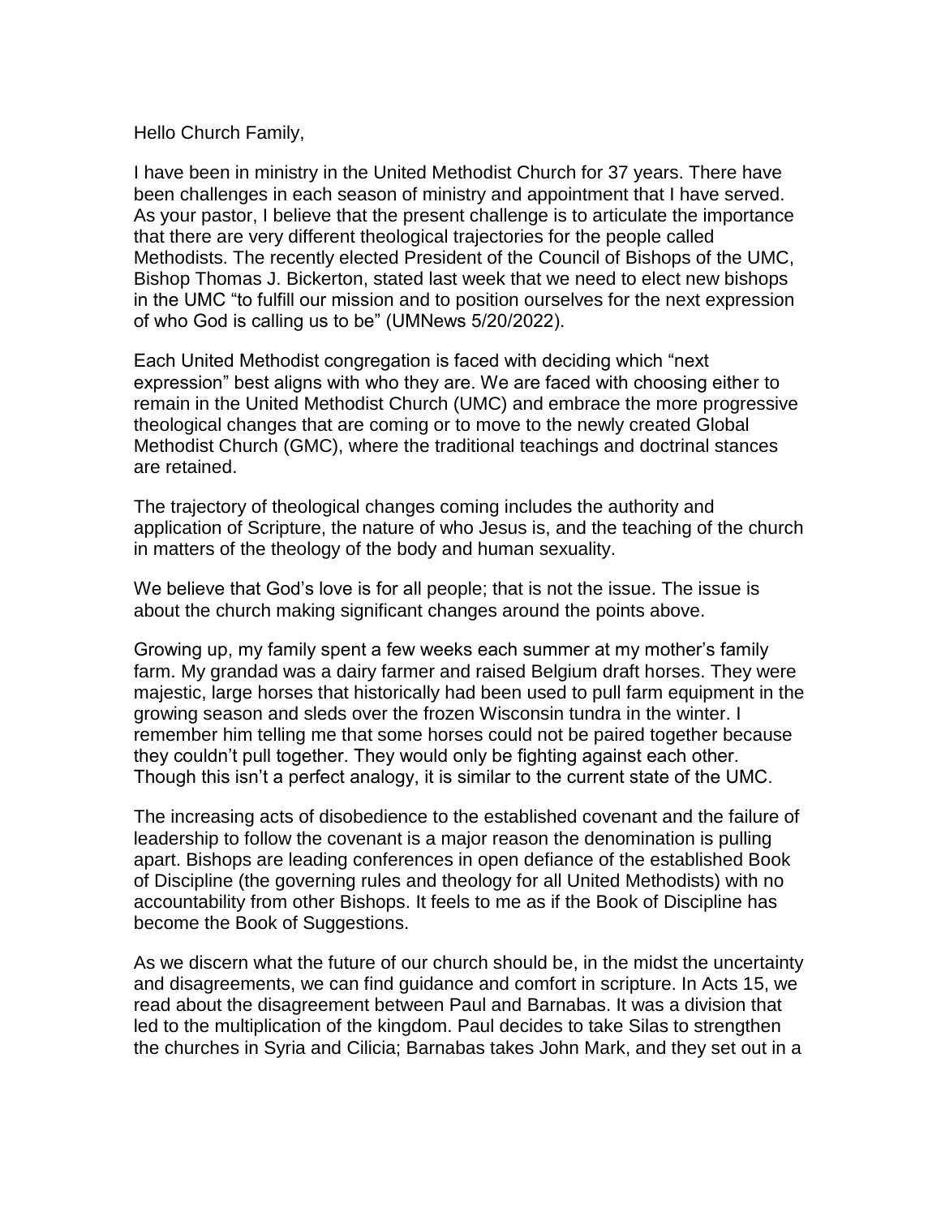Hello Church Family,

I have been in ministry in the United Methodist Church for 37 years. There have been challenges in each season of ministry and appointment that I have served. As your pastor, I believe that the present challenge is to articulate the importance that there are very different theological trajectories for the people called Methodists. The recently elected President of the Council of Bishops of the UMC, Bishop Thomas J. Bickerton, stated last week that we need to elect new bishops in the UMC "to fulfill our mission and to position ourselves for the next expression of who God is calling us to be" (UMNews 5/20/2022).

Each United Methodist congregation is faced with deciding which "next expression" best aligns with who they are. We are faced with choosing either to remain in the United Methodist Church (UMC) and embrace the more progressive theological changes that are coming or to move to the newly created Global Methodist Church (GMC), where the traditional teachings and doctrinal stances are retained.

The trajectory of theological changes coming includes the authority and application of Scripture, the nature of who Jesus is, and the teaching of the church in matters of the theology of the body and human sexuality.

We believe that God's love is for all people; that is not the issue. The issue is about the church making significant changes around the points above.

Growing up, my family spent a few weeks each summer at my mother's family farm. My grandad was a dairy farmer and raised Belgium draft horses. They were majestic, large horses that historically had been used to pull farm equipment in the growing season and sleds over the frozen Wisconsin tundra in the winter. I remember him telling me that some horses could not be paired together because they couldn't pull together. They would only be fighting against each other. Though this isn't a perfect analogy, it is similar to the current state of the UMC.

The increasing acts of disobedience to the established covenant and the failure of leadership to follow the covenant is a major reason the denomination is pulling apart. Bishops are leading conferences in open defiance of the established Book of Discipline (the governing rules and theology for all United Methodists) with no accountability from other Bishops. It feels to me as if the Book of Discipline has become the Book of Suggestions.

As we discern what the future of our church should be, in the midst the uncertainty and disagreements, we can find guidance and comfort in scripture. In Acts 15, we read about the disagreement between Paul and Barnabas. It was a division that led to the multiplication of the kingdom. Paul decides to take Silas to strengthen the churches in Syria and Cilicia; Barnabas takes John Mark, and they set out in a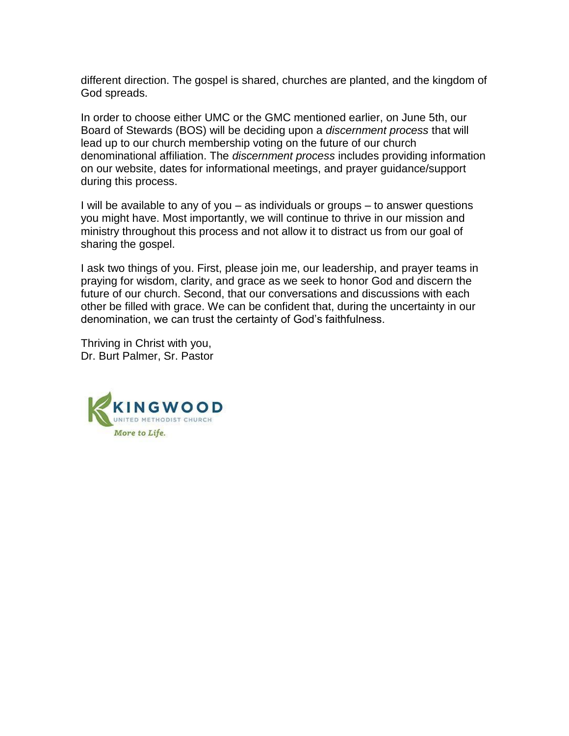different direction. The gospel is shared, churches are planted, and the kingdom of God spreads.

In order to choose either UMC or the GMC mentioned earlier, on June 5th, our Board of Stewards (BOS) will be deciding upon a *discernment process* that will lead up to our church membership voting on the future of our church denominational affiliation. The *discernment process* includes providing information on our website, dates for informational meetings, and prayer guidance/support during this process.

I will be available to any of you – as individuals or groups – to answer questions you might have. Most importantly, we will continue to thrive in our mission and ministry throughout this process and not allow it to distract us from our goal of sharing the gospel.

I ask two things of you. First, please join me, our leadership, and prayer teams in praying for wisdom, clarity, and grace as we seek to honor God and discern the future of our church. Second, that our conversations and discussions with each other be filled with grace. We can be confident that, during the uncertainty in our denomination, we can trust the certainty of God's faithfulness.

Thriving in Christ with you,
Dr. Burt Palmer, Sr. Pastor

KINGWOOD
UNITED METHODIST CHURCH
*More to Life.*